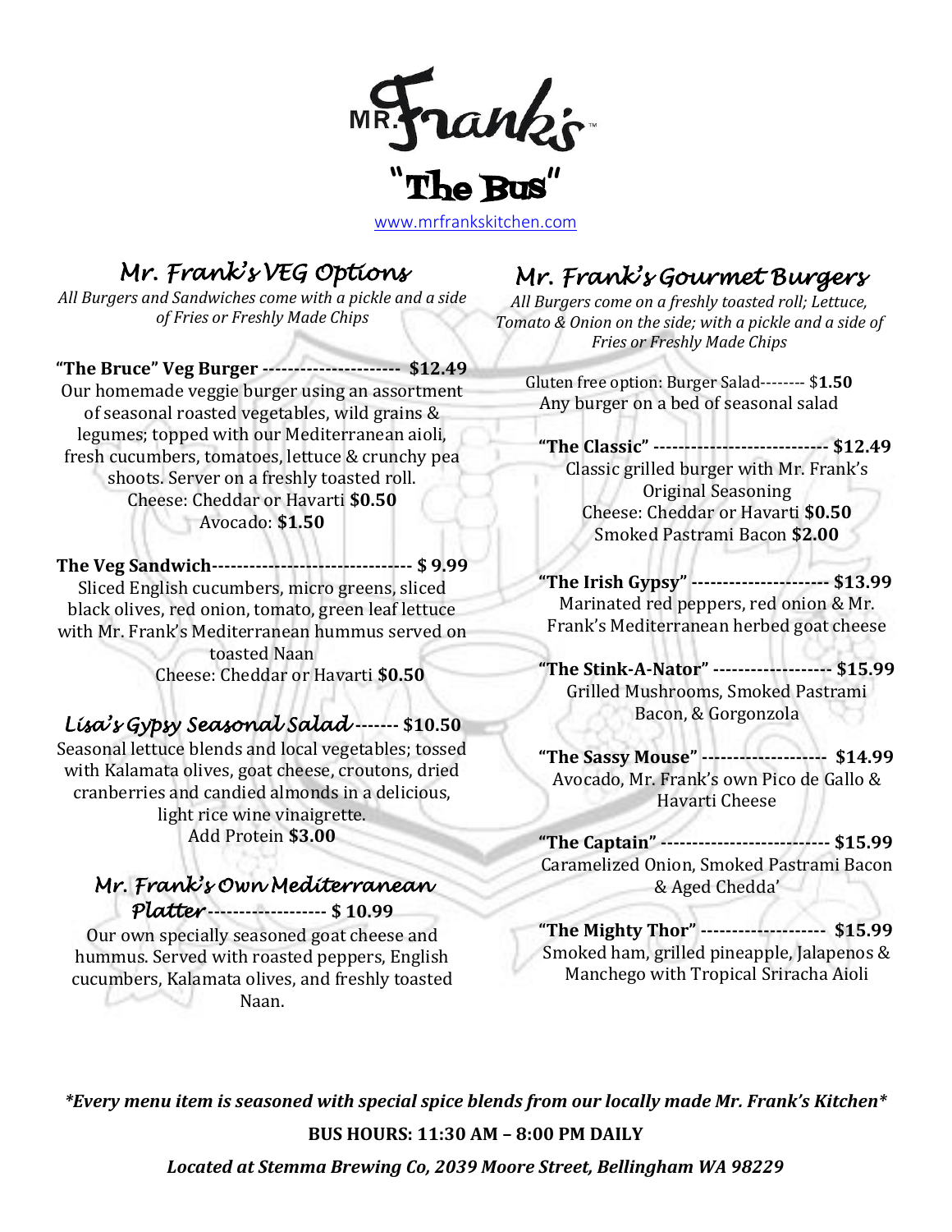# Mr. Frank's

## "The Bus"

www.mrfrankskitchen.com

## Mr. Frank's VEG Options

*All Burgers and Sandwiches come with a pickle and a side of Fries or Freshly Made Chips*

**"The Bruce" Veg Burger --------------------- $12.49**
Our homemade veggie burger using an assortment of seasonal roasted vegetables, wild grains & legumes; topped with our Mediterranean aioli, fresh cucumbers, tomatoes, lettuce & crunchy pea shoots. Server on a freshly toasted roll.
Cheese: Cheddar or Havarti **$0.50**
Avocado: **$1.50**

**The Veg Sandwich------------------------------- $ 9.99**
Sliced English cucumbers, micro greens, sliced black olives, red onion, tomato, green leaf lettuce with Mr. Frank's Mediterranean hummus served on toasted Naan
Cheese: Cheddar or Havarti **$0.50**

### *Lisa's Gypsy Seasonal Salad* ------- $10.50

Seasonal lettuce blends and local vegetables; tossed with Kalamata olives, goat cheese, croutons, dried cranberries and candied almonds in a delicious, light rice wine vinaigrette.
Add Protein **$3.00**

### *Mr. Frank's Own Mediterranean Platter* ------------------ $ 10.99

Our own specially seasoned goat cheese and hummus. Served with roasted peppers, English cucumbers, Kalamata olives, and freshly toasted Naan.

## Mr. Frank's Gourmet Burgers

*All Burgers come on a freshly toasted roll; Lettuce, Tomato & Onion on the side; with a pickle and a side of Fries or Freshly Made Chips*

Gluten free option: Burger Salad-------- $**1.50**
Any burger on a bed of seasonal salad

**"The Classic" --------------------------- $12.49**
Classic grilled burger with Mr. Frank's Original Seasoning
Cheese: Cheddar or Havarti **$0.50**
Smoked Pastrami Bacon **$2.00**

**"The Irish Gypsy" --------------------- $13.99**
Marinated red peppers, red onion & Mr. Frank's Mediterranean herbed goat cheese

**"The Stink-A-Nator" ------------------ $15.99**
Grilled Mushrooms, Smoked Pastrami Bacon, & Gorgonzola

**"The Sassy Mouse" ------------------- $14.99**
Avocado, Mr. Frank's own Pico de Gallo & Havarti Cheese

**"The Captain" ------------------------- $15.99**
Caramelized Onion, Smoked Pastrami Bacon & Aged Chedda'

**"The Mighty Thor" ------------------- $15.99**
Smoked ham, grilled pineapple, Jalapenos & Manchego with Tropical Sriracha Aioli

***Every menu item is seasoned with special spice blends from our locally made Mr. Frank's Kitchen***

**BUS HOURS: 11:30 AM – 8:00 PM DAILY**

***Located at Stemma Brewing Co, 2039 Moore Street, Bellingham WA 98229***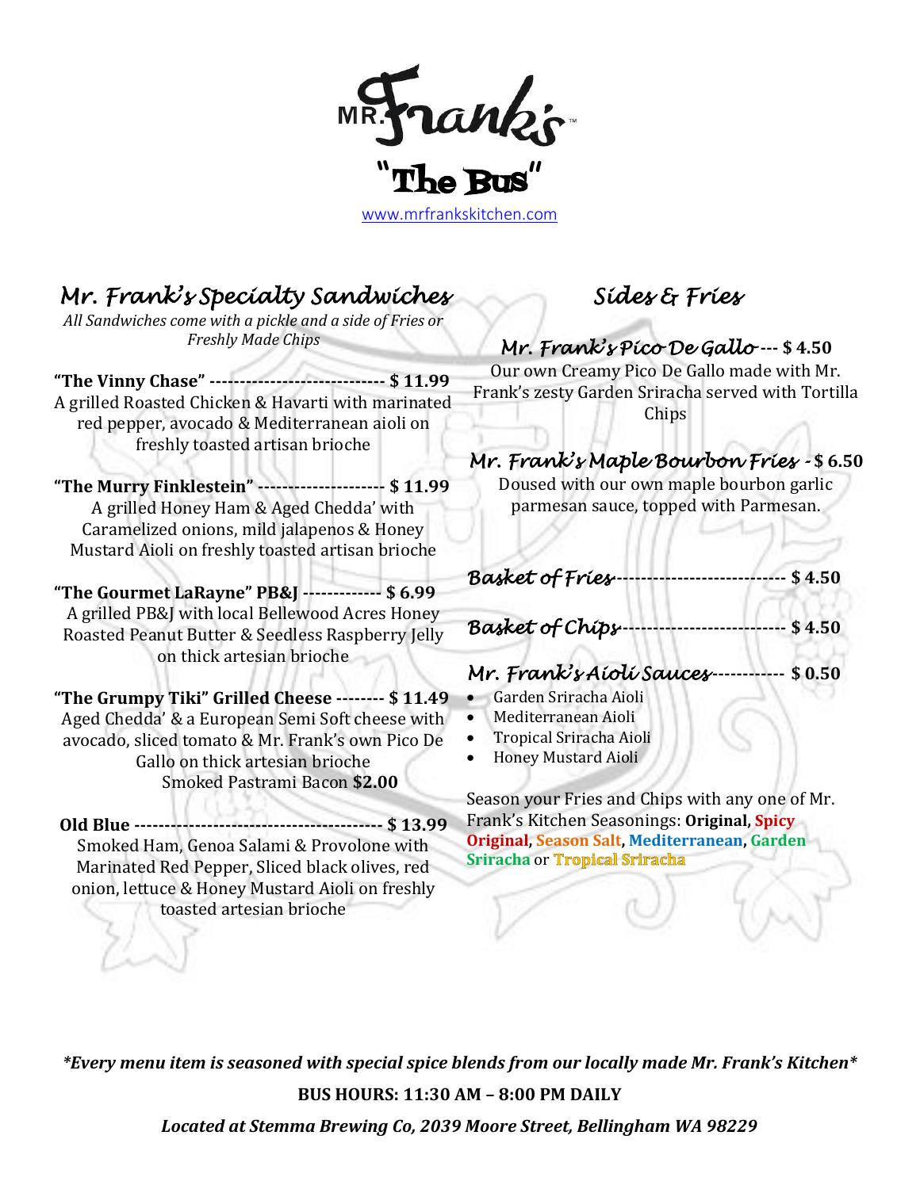# MR. Frank's

## "The Bus"

www.mrfrankskitchen.com

## Mr. Frank's Specialty Sandwiches

*All Sandwiches come with a pickle and a side of Fries or Freshly Made Chips*

**"The Vinny Chase" ---------------------------- $ 11.99**
A grilled Roasted Chicken & Havarti with marinated red pepper, avocado & Mediterranean aioli on freshly toasted artisan brioche

**"The Murry Finklestein" -------------------- $ 11.99**
A grilled Honey Ham & Aged Chedda' with Caramelized onions, mild jalapenos & Honey Mustard Aioli on freshly toasted artisan brioche

**"The Gourmet LaRayne" PB&J ------------ $ 6.99**
A grilled PB&J with local Bellewood Acres Honey Roasted Peanut Butter & Seedless Raspberry Jelly on thick artesian brioche

**"The Grumpy Tiki" Grilled Cheese -------- $ 11.49**
Aged Chedda' & a European Semi Soft cheese with avocado, sliced tomato & Mr. Frank's own Pico De Gallo on thick artesian brioche
Smoked Pastrami Bacon **$2.00**

**Old Blue ---------------------------------------- $ 13.99**
Smoked Ham, Genoa Salami & Provolone with Marinated Red Pepper, Sliced black olives, red onion, lettuce & Honey Mustard Aioli on freshly toasted artesian brioche

## Sides & Fries

### Mr. Frank's Pico De Gallo --- $ 4.50
Our own Creamy Pico De Gallo made with Mr. Frank's zesty Garden Sriracha served with Tortilla Chips

### Mr. Frank's Maple Bourbon Fries - $ 6.50
Doused with our own maple bourbon garlic parmesan sauce, topped with Parmesan.

### Basket of Fries--------------------------- $ 4.50

### Basket of Chips-------------------------- $ 4.50

### Mr. Frank's Aioli Sauces----------- $ 0.50
- Garden Sriracha Aioli
- Mediterranean Aioli
- Tropical Sriracha Aioli
- Honey Mustard Aioli

Season your Fries and Chips with any one of Mr. Frank's Kitchen Seasonings: **Original**, **Spicy Original**, **Season Salt**, **Mediterranean**, **Garden Sriracha** or **Tropical Sriracha**

***Every menu item is seasoned with special spice blends from our locally made Mr. Frank's Kitchen***

**BUS HOURS: 11:30 AM – 8:00 PM DAILY**

***Located at Stemma Brewing Co, 2039 Moore Street, Bellingham WA 98229***